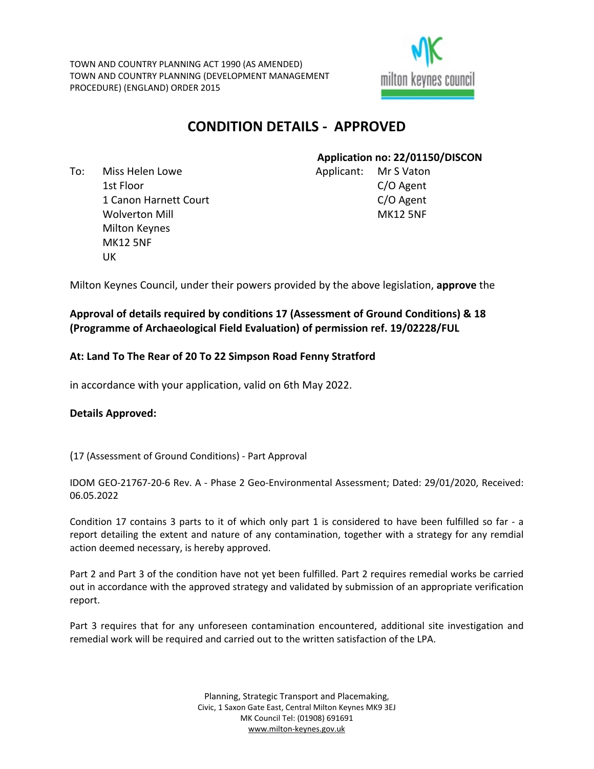TOWN AND COUNTRY PLANNING ACT 1990 (AS AMENDED)
TOWN AND COUNTRY PLANNING (DEVELOPMENT MANAGEMENT PROCEDURE) (ENGLAND) ORDER 2015

# CONDITION DETAILS - APPROVED

**Application no: 22/01150/DISCON**

To: Miss Helen Lowe
1st Floor
1 Canon Harnett Court
Wolverton Mill
Milton Keynes
MK12 5NF
UK

Applicant: Mr S Vaton
C/O Agent
C/O Agent
MK12 5NF

Milton Keynes Council, under their powers provided by the above legislation, **approve** the

**Approval of details required by conditions 17 (Assessment of Ground Conditions) & 18 (Programme of Archaeological Field Evaluation) of permission ref. 19/02228/FUL**

**At: Land To The Rear of 20 To 22 Simpson Road Fenny Stratford**

in accordance with your application, valid on 6th May 2022.

**Details Approved:**

(17 (Assessment of Ground Conditions) - Part Approval

IDOM GEO-21767-20-6 Rev. A - Phase 2 Geo-Environmental Assessment; Dated: 29/01/2020, Received: 06.05.2022

Condition 17 contains 3 parts to it of which only part 1 is considered to have been fulfilled so far - a report detailing the extent and nature of any contamination, together with a strategy for any remdial action deemed necessary, is hereby approved.

Part 2 and Part 3 of the condition have not yet been fulfilled. Part 2 requires remedial works be carried out in accordance with the approved strategy and validated by submission of an appropriate verification report.

Part 3 requires that for any unforeseen contamination encountered, additional site investigation and remedial work will be required and carried out to the written satisfaction of the LPA.

Planning, Strategic Transport and Placemaking,
Civic, 1 Saxon Gate East, Central Milton Keynes MK9 3EJ
MK Council Tel: (01908) 691691
www.milton-keynes.gov.uk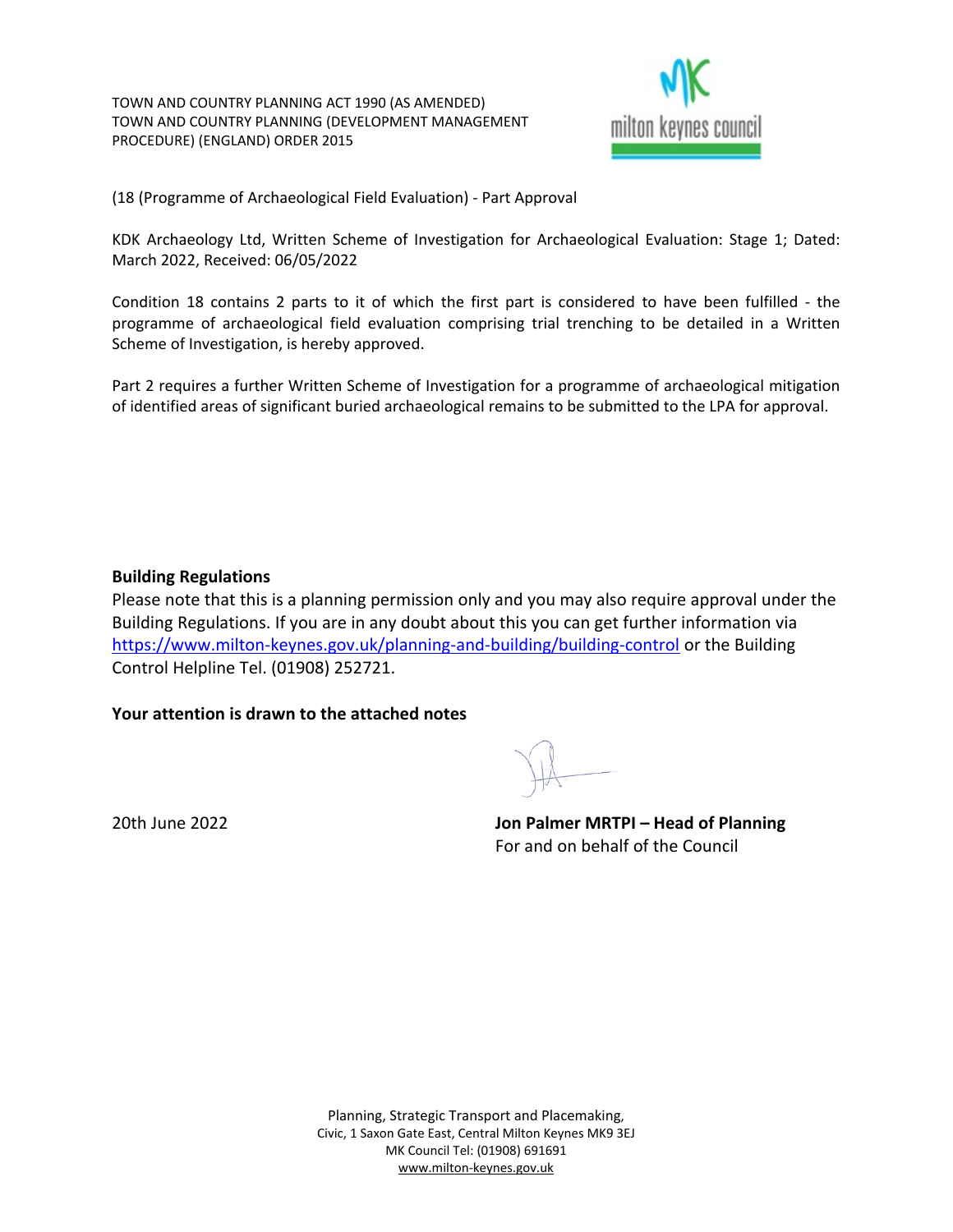TOWN AND COUNTRY PLANNING ACT 1990 (AS AMENDED)
TOWN AND COUNTRY PLANNING (DEVELOPMENT MANAGEMENT PROCEDURE) (ENGLAND) ORDER 2015

(18 (Programme of Archaeological Field Evaluation) - Part Approval

KDK Archaeology Ltd, Written Scheme of Investigation for Archaeological Evaluation: Stage 1; Dated: March 2022, Received: 06/05/2022

Condition 18 contains 2 parts to it of which the first part is considered to have been fulfilled - the programme of archaeological field evaluation comprising trial trenching to be detailed in a Written Scheme of Investigation, is hereby approved.

Part 2 requires a further Written Scheme of Investigation for a programme of archaeological mitigation of identified areas of significant buried archaeological remains to be submitted to the LPA for approval.

**Building Regulations**
Please note that this is a planning permission only and you may also require approval under the Building Regulations. If you are in any doubt about this you can get further information via https://www.milton-keynes.gov.uk/planning-and-building/building-control or the Building Control Helpline Tel. (01908) 252721.

**Your attention is drawn to the attached notes**

20th June 2022

**Jon Palmer MRTPI – Head of Planning**
For and on behalf of the Council

Planning, Strategic Transport and Placemaking,
Civic, 1 Saxon Gate East, Central Milton Keynes MK9 3EJ
MK Council Tel: (01908) 691691
www.milton-keynes.gov.uk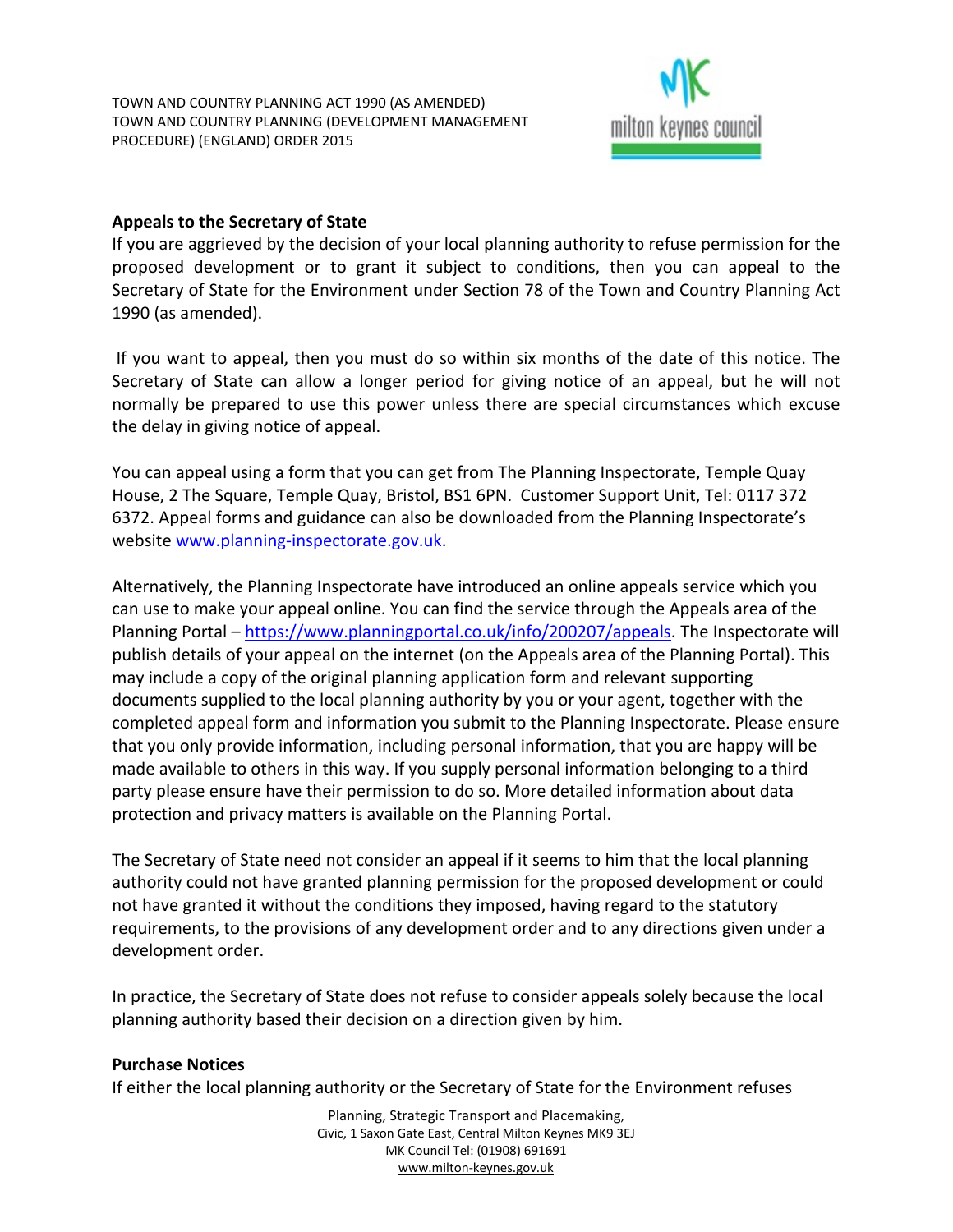TOWN AND COUNTRY PLANNING ACT 1990 (AS AMENDED)
TOWN AND COUNTRY PLANNING (DEVELOPMENT MANAGEMENT PROCEDURE) (ENGLAND) ORDER 2015

**Appeals to the Secretary of State**

If you are aggrieved by the decision of your local planning authority to refuse permission for the proposed development or to grant it subject to conditions, then you can appeal to the Secretary of State for the Environment under Section 78 of the Town and Country Planning Act 1990 (as amended).

If you want to appeal, then you must do so within six months of the date of this notice. The Secretary of State can allow a longer period for giving notice of an appeal, but he will not normally be prepared to use this power unless there are special circumstances which excuse the delay in giving notice of appeal.

You can appeal using a form that you can get from The Planning Inspectorate, Temple Quay House, 2 The Square, Temple Quay, Bristol, BS1 6PN. Customer Support Unit, Tel: 0117 372 6372. Appeal forms and guidance can also be downloaded from the Planning Inspectorate's website www.planning-inspectorate.gov.uk.

Alternatively, the Planning Inspectorate have introduced an online appeals service which you can use to make your appeal online. You can find the service through the Appeals area of the Planning Portal – https://www.planningportal.co.uk/info/200207/appeals. The Inspectorate will publish details of your appeal on the internet (on the Appeals area of the Planning Portal). This may include a copy of the original planning application form and relevant supporting documents supplied to the local planning authority by you or your agent, together with the completed appeal form and information you submit to the Planning Inspectorate. Please ensure that you only provide information, including personal information, that you are happy will be made available to others in this way. If you supply personal information belonging to a third party please ensure have their permission to do so. More detailed information about data protection and privacy matters is available on the Planning Portal.

The Secretary of State need not consider an appeal if it seems to him that the local planning authority could not have granted planning permission for the proposed development or could not have granted it without the conditions they imposed, having regard to the statutory requirements, to the provisions of any development order and to any directions given under a development order.

In practice, the Secretary of State does not refuse to consider appeals solely because the local planning authority based their decision on a direction given by him.

**Purchase Notices**

If either the local planning authority or the Secretary of State for the Environment refuses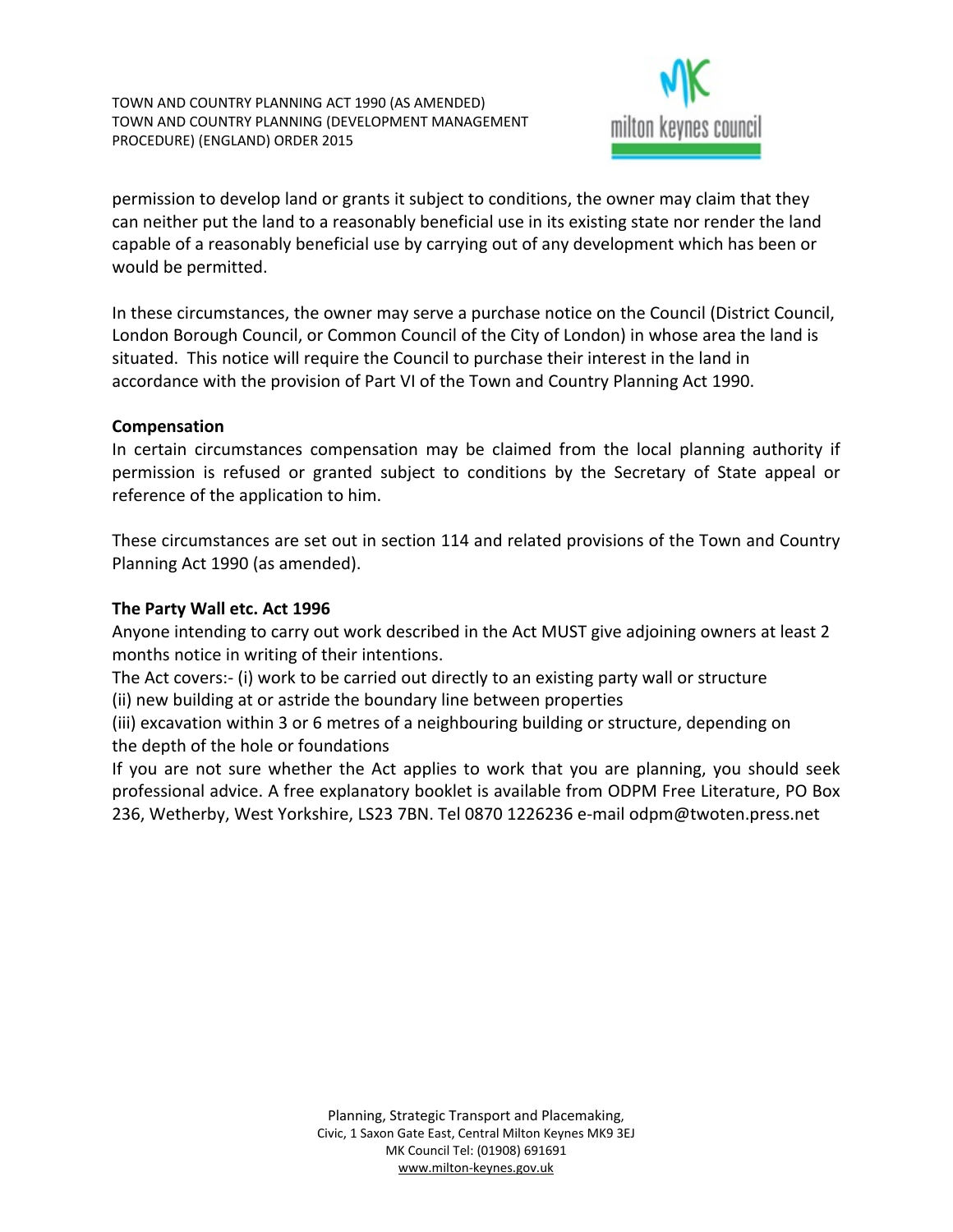permission to develop land or grants it subject to conditions, the owner may claim that they can neither put the land to a reasonably beneficial use in its existing state nor render the land capable of a reasonably beneficial use by carrying out of any development which has been or would be permitted.

In these circumstances, the owner may serve a purchase notice on the Council (District Council, London Borough Council, or Common Council of the City of London) in whose area the land is situated. This notice will require the Council to purchase their interest in the land in accordance with the provision of Part VI of the Town and Country Planning Act 1990.

**Compensation**
In certain circumstances compensation may be claimed from the local planning authority if permission is refused or granted subject to conditions by the Secretary of State appeal or reference of the application to him.

These circumstances are set out in section 114 and related provisions of the Town and Country Planning Act 1990 (as amended).

**The Party Wall etc. Act 1996**
Anyone intending to carry out work described in the Act MUST give adjoining owners at least 2 months notice in writing of their intentions.
The Act covers:- (i) work to be carried out directly to an existing party wall or structure
(ii) new building at or astride the boundary line between properties
(iii) excavation within 3 or 6 metres of a neighbouring building or structure, depending on the depth of the hole or foundations
If you are not sure whether the Act applies to work that you are planning, you should seek professional advice. A free explanatory booklet is available from ODPM Free Literature, PO Box 236, Wetherby, West Yorkshire, LS23 7BN. Tel 0870 1226236 e-mail odpm@twoten.press.net